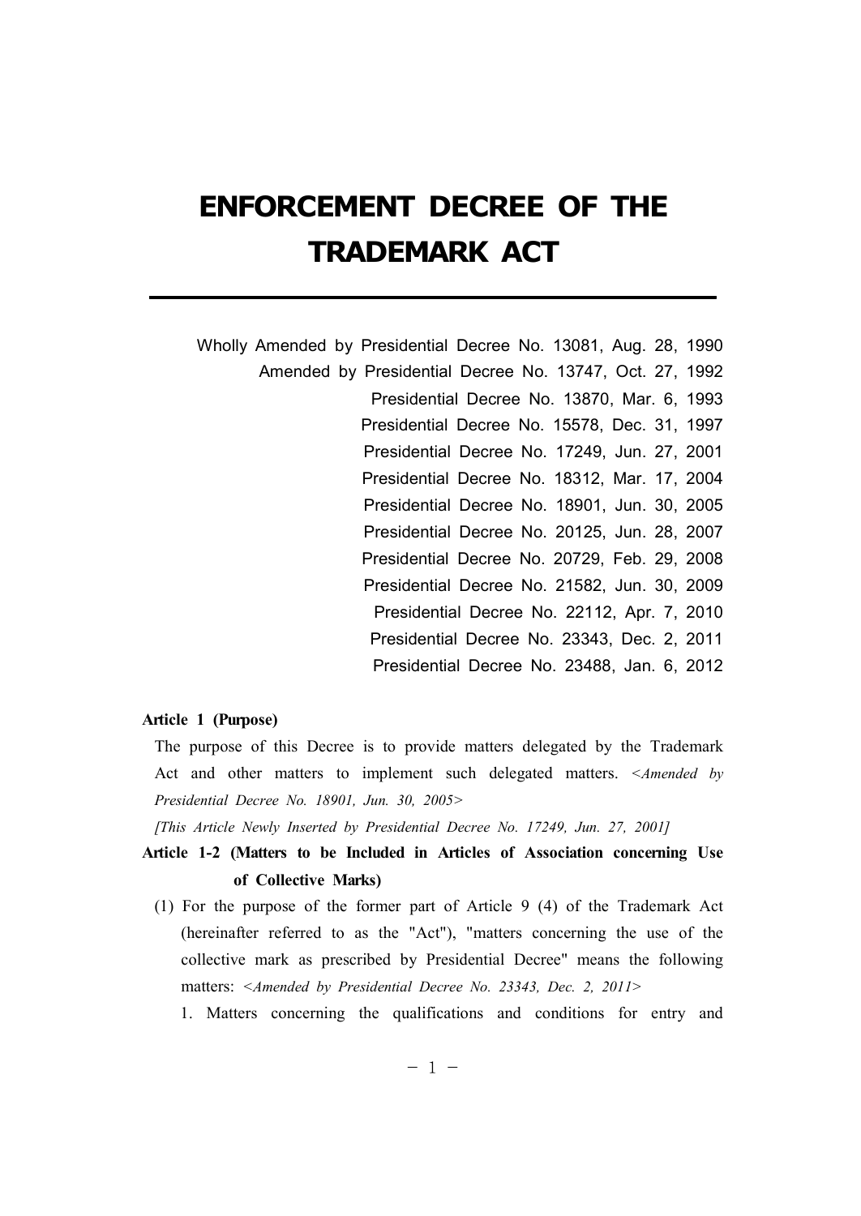# ENFORCEMENT DECREE OF THE TRADEMARK ACT

Wholly Amended by Presidential Decree No. 13081, Aug. 28, 1990
Amended by Presidential Decree No. 13747, Oct. 27, 1992
Presidential Decree No. 13870, Mar. 6, 1993
Presidential Decree No. 15578, Dec. 31, 1997
Presidential Decree No. 17249, Jun. 27, 2001
Presidential Decree No. 18312, Mar. 17, 2004
Presidential Decree No. 18901, Jun. 30, 2005
Presidential Decree No. 20125, Jun. 28, 2007
Presidential Decree No. 20729, Feb. 29, 2008
Presidential Decree No. 21582, Jun. 30, 2009
Presidential Decree No. 22112, Apr. 7, 2010
Presidential Decree No. 23343, Dec. 2, 2011
Presidential Decree No. 23488, Jan. 6, 2012

**Article 1 (Purpose)**

The purpose of this Decree is to provide matters delegated by the Trademark Act and other matters to implement such delegated matters. *<Amended by Presidential Decree No. 18901, Jun. 30, 2005>*

*[This Article Newly Inserted by Presidential Decree No. 17249, Jun. 27, 2001]*

**Article 1-2 (Matters to be Included in Articles of Association concerning Use of Collective Marks)**

(1) For the purpose of the former part of Article 9 (4) of the Trademark Act (hereinafter referred to as the "Act"), "matters concerning the use of the collective mark as prescribed by Presidential Decree" means the following matters: *<Amended by Presidential Decree No. 23343, Dec. 2, 2011>*

1. Matters concerning the qualifications and conditions for entry and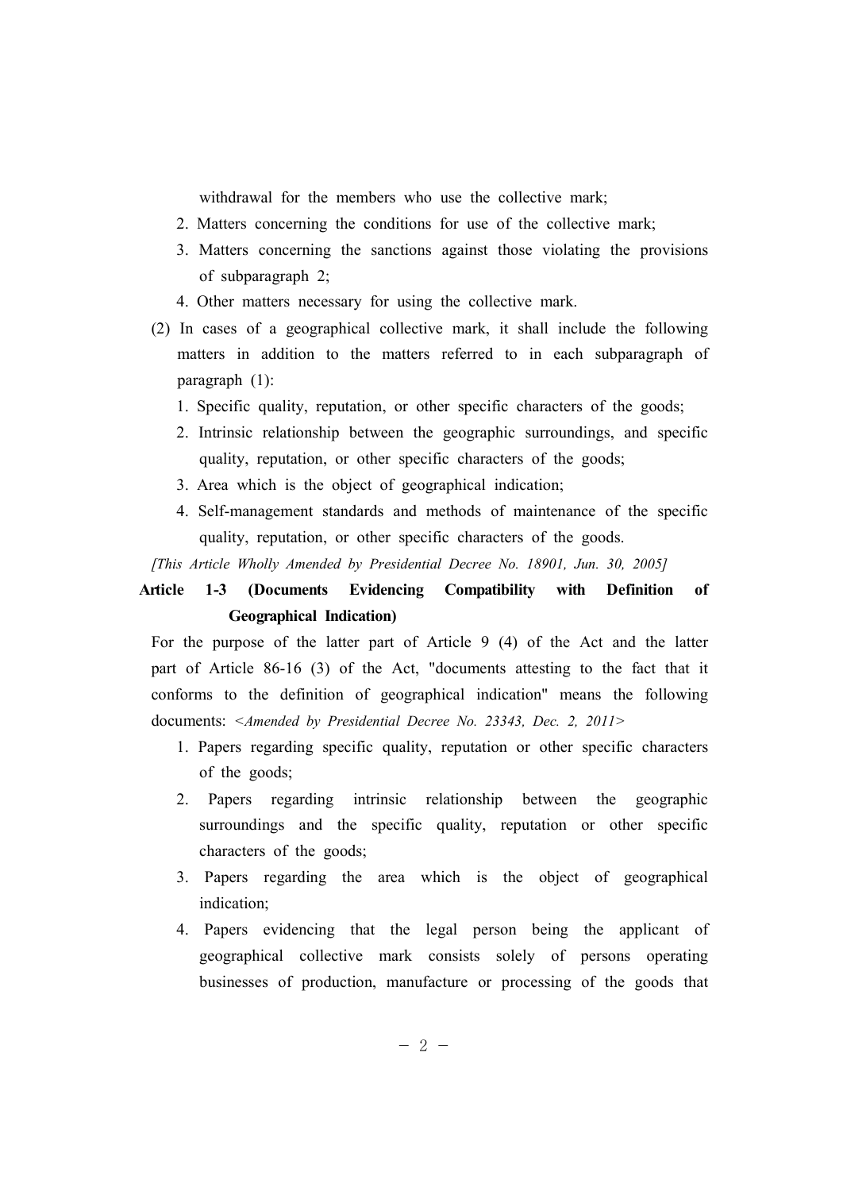withdrawal for the members who use the collective mark;

2. Matters concerning the conditions for use of the collective mark;
3. Matters concerning the sanctions against those violating the provisions of subparagraph 2;
4. Other matters necessary for using the collective mark.

(2) In cases of a geographical collective mark, it shall include the following matters in addition to the matters referred to in each subparagraph of paragraph (1):

1. Specific quality, reputation, or other specific characters of the goods;
2. Intrinsic relationship between the geographic surroundings, and specific quality, reputation, or other specific characters of the goods;
3. Area which is the object of geographical indication;
4. Self-management standards and methods of maintenance of the specific quality, reputation, or other specific characters of the goods.

*[This Article Wholly Amended by Presidential Decree No. 18901, Jun. 30, 2005]*

**Article 1-3 (Documents Evidencing Compatibility with Definition of Geographical Indication)**

For the purpose of the latter part of Article 9 (4) of the Act and the latter part of Article 86-16 (3) of the Act, "documents attesting to the fact that it conforms to the definition of geographical indication" means the following documents: *<Amended by Presidential Decree No. 23343, Dec. 2, 2011>*

1. Papers regarding specific quality, reputation or other specific characters of the goods;
2. Papers regarding intrinsic relationship between the geographic surroundings and the specific quality, reputation or other specific characters of the goods;
3. Papers regarding the area which is the object of geographical indication;
4. Papers evidencing that the legal person being the applicant of geographical collective mark consists solely of persons operating businesses of production, manufacture or processing of the goods that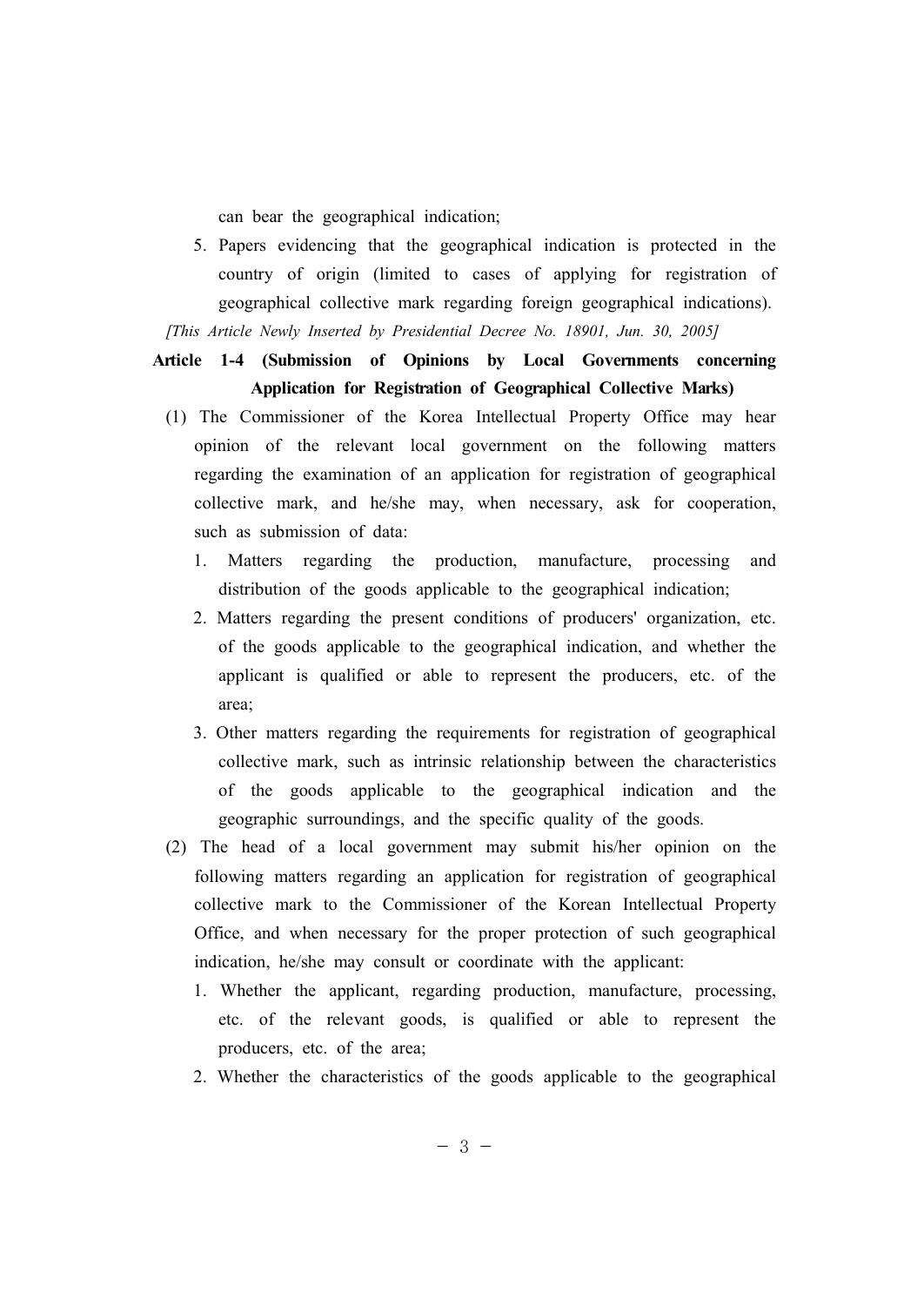can bear the geographical indication;

5. Papers evidencing that the geographical indication is protected in the country of origin (limited to cases of applying for registration of geographical collective mark regarding foreign geographical indications).

*[This Article Newly Inserted by Presidential Decree No. 18901, Jun. 30, 2005]*

**Article 1-4 (Submission of Opinions by Local Governments concerning Application for Registration of Geographical Collective Marks)**

(1) The Commissioner of the Korea Intellectual Property Office may hear opinion of the relevant local government on the following matters regarding the examination of an application for registration of geographical collective mark, and he/she may, when necessary, ask for cooperation, such as submission of data:

1. Matters regarding the production, manufacture, processing and distribution of the goods applicable to the geographical indication;
2. Matters regarding the present conditions of producers' organization, etc. of the goods applicable to the geographical indication, and whether the applicant is qualified or able to represent the producers, etc. of the area;
3. Other matters regarding the requirements for registration of geographical collective mark, such as intrinsic relationship between the characteristics of the goods applicable to the geographical indication and the geographic surroundings, and the specific quality of the goods.

(2) The head of a local government may submit his/her opinion on the following matters regarding an application for registration of geographical collective mark to the Commissioner of the Korean Intellectual Property Office, and when necessary for the proper protection of such geographical indication, he/she may consult or coordinate with the applicant:

1. Whether the applicant, regarding production, manufacture, processing, etc. of the relevant goods, is qualified or able to represent the producers, etc. of the area;
2. Whether the characteristics of the goods applicable to the geographical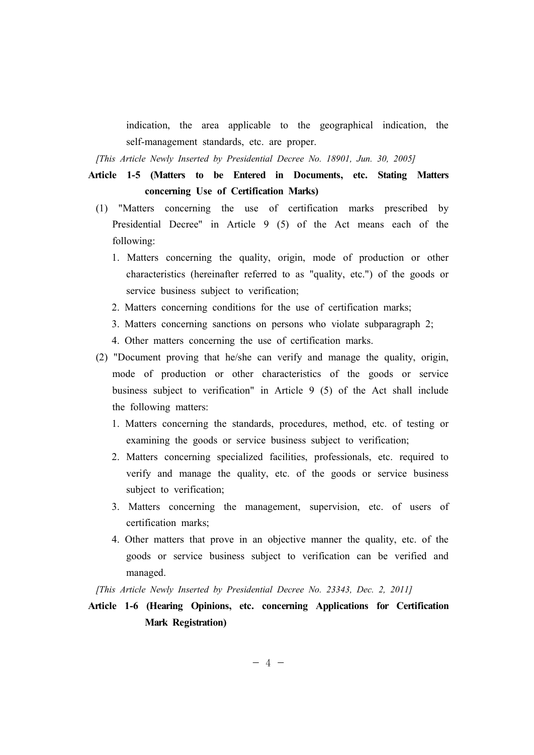indication, the area applicable to the geographical indication, the self-management standards, etc. are proper.

*[This Article Newly Inserted by Presidential Decree No. 18901, Jun. 30, 2005]*

**Article 1-5 (Matters to be Entered in Documents, etc. Stating Matters concerning Use of Certification Marks)**

(1) "Matters concerning the use of certification marks prescribed by Presidential Decree" in Article 9 (5) of the Act means each of the following:

1. Matters concerning the quality, origin, mode of production or other characteristics (hereinafter referred to as "quality, etc.") of the goods or service business subject to verification;
2. Matters concerning conditions for the use of certification marks;
3. Matters concerning sanctions on persons who violate subparagraph 2;
4. Other matters concerning the use of certification marks.

(2) "Document proving that he/she can verify and manage the quality, origin, mode of production or other characteristics of the goods or service business subject to verification" in Article 9 (5) of the Act shall include the following matters:

1. Matters concerning the standards, procedures, method, etc. of testing or examining the goods or service business subject to verification;
2. Matters concerning specialized facilities, professionals, etc. required to verify and manage the quality, etc. of the goods or service business subject to verification;
3. Matters concerning the management, supervision, etc. of users of certification marks;
4. Other matters that prove in an objective manner the quality, etc. of the goods or service business subject to verification can be verified and managed.

*[This Article Newly Inserted by Presidential Decree No. 23343, Dec. 2, 2011]*

**Article 1-6 (Hearing Opinions, etc. concerning Applications for Certification Mark Registration)**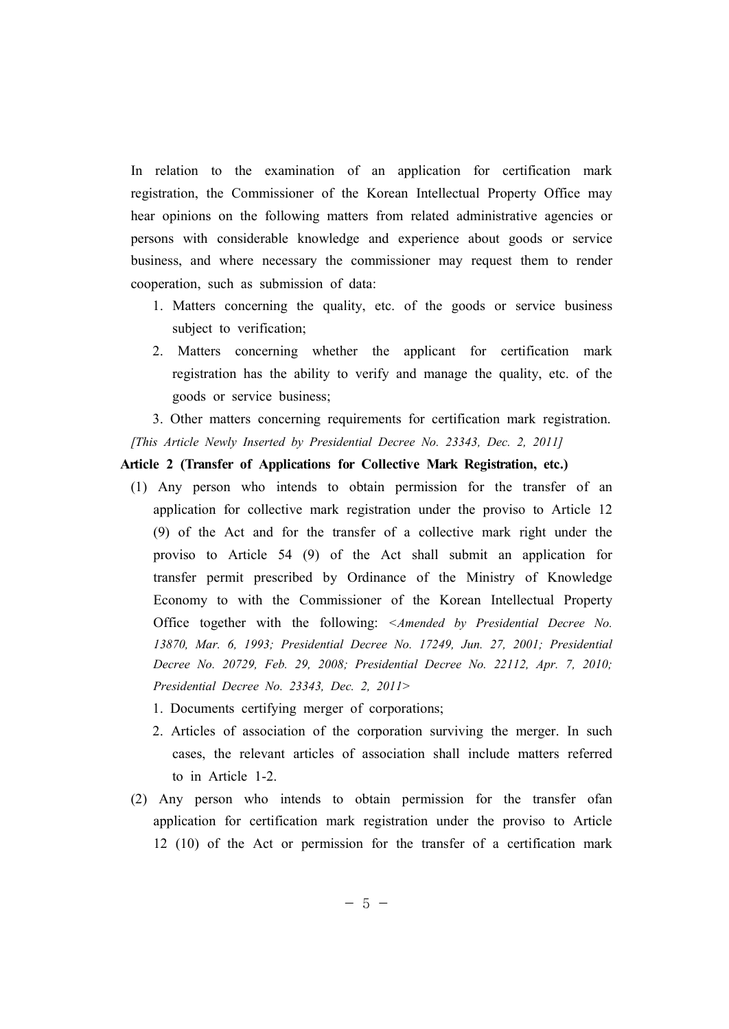In relation to the examination of an application for certification mark registration, the Commissioner of the Korean Intellectual Property Office may hear opinions on the following matters from related administrative agencies or persons with considerable knowledge and experience about goods or service business, and where necessary the commissioner may request them to render cooperation, such as submission of data:

1. Matters concerning the quality, etc. of the goods or service business subject to verification;
2. Matters concerning whether the applicant for certification mark registration has the ability to verify and manage the quality, etc. of the goods or service business;
3. Other matters concerning requirements for certification mark registration.

*[This Article Newly Inserted by Presidential Decree No. 23343, Dec. 2, 2011]*

**Article 2 (Transfer of Applications for Collective Mark Registration, etc.)**

(1) Any person who intends to obtain permission for the transfer of an application for collective mark registration under the proviso to Article 12 (9) of the Act and for the transfer of a collective mark right under the proviso to Article 54 (9) of the Act shall submit an application for transfer permit prescribed by Ordinance of the Ministry of Knowledge Economy to with the Commissioner of the Korean Intellectual Property Office together with the following: *<Amended by Presidential Decree No. 13870, Mar. 6, 1993; Presidential Decree No. 17249, Jun. 27, 2001; Presidential Decree No. 20729, Feb. 29, 2008; Presidential Decree No. 22112, Apr. 7, 2010; Presidential Decree No. 23343, Dec. 2, 2011>*

1. Documents certifying merger of corporations;
2. Articles of association of the corporation surviving the merger. In such cases, the relevant articles of association shall include matters referred to in Article 1-2.

(2) Any person who intends to obtain permission for the transfer ofan application for certification mark registration under the proviso to Article 12 (10) of the Act or permission for the transfer of a certification mark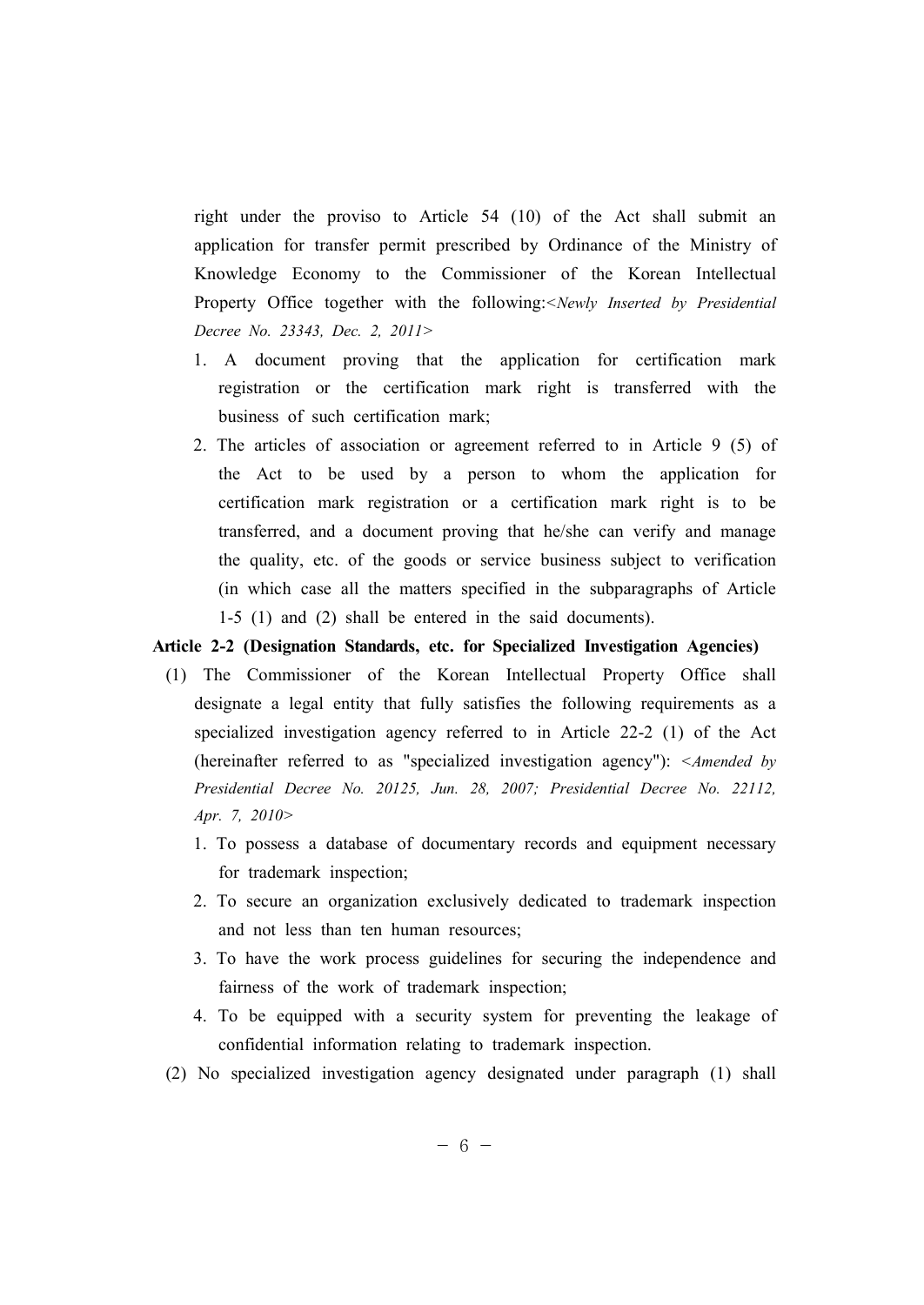right under the proviso to Article 54 (10) of the Act shall submit an application for transfer permit prescribed by Ordinance of the Ministry of Knowledge Economy to the Commissioner of the Korean Intellectual Property Office together with the following:*<Newly Inserted by Presidential Decree No. 23343, Dec. 2, 2011>*

1. A document proving that the application for certification mark registration or the certification mark right is transferred with the business of such certification mark;
2. The articles of association or agreement referred to in Article 9 (5) of the Act to be used by a person to whom the application for certification mark registration or a certification mark right is to be transferred, and a document proving that he/she can verify and manage the quality, etc. of the goods or service business subject to verification (in which case all the matters specified in the subparagraphs of Article 1-5 (1) and (2) shall be entered in the said documents).

**Article 2-2 (Designation Standards, etc. for Specialized Investigation Agencies)**

(1) The Commissioner of the Korean Intellectual Property Office shall designate a legal entity that fully satisfies the following requirements as a specialized investigation agency referred to in Article 22-2 (1) of the Act (hereinafter referred to as "specialized investigation agency"): *<Amended by Presidential Decree No. 20125, Jun. 28, 2007; Presidential Decree No. 22112, Apr. 7, 2010>*

1. To possess a database of documentary records and equipment necessary for trademark inspection;
2. To secure an organization exclusively dedicated to trademark inspection and not less than ten human resources;
3. To have the work process guidelines for securing the independence and fairness of the work of trademark inspection;
4. To be equipped with a security system for preventing the leakage of confidential information relating to trademark inspection.

(2) No specialized investigation agency designated under paragraph (1) shall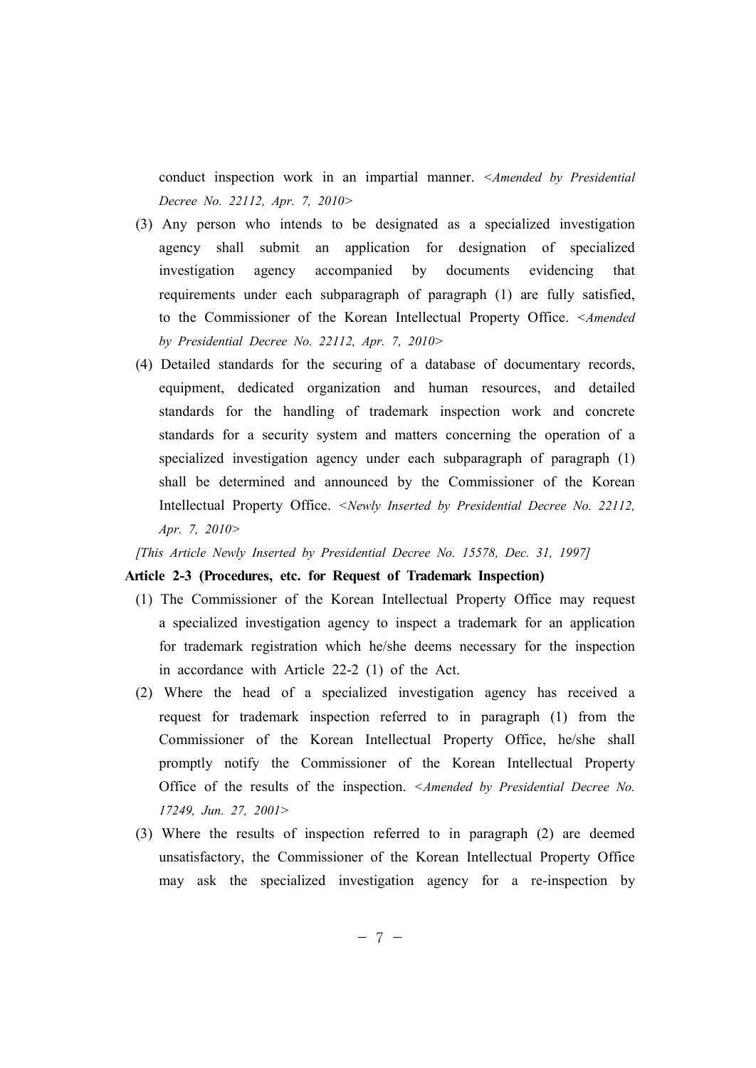conduct inspection work in an impartial manner. <*Amended by Presidential Decree No. 22112, Apr. 7, 2010*>

(3) Any person who intends to be designated as a specialized investigation agency shall submit an application for designation of specialized investigation agency accompanied by documents evidencing that requirements under each subparagraph of paragraph (1) are fully satisfied, to the Commissioner of the Korean Intellectual Property Office. <*Amended by Presidential Decree No. 22112, Apr. 7, 2010*>

(4) Detailed standards for the securing of a database of documentary records, equipment, dedicated organization and human resources, and detailed standards for the handling of trademark inspection work and concrete standards for a security system and matters concerning the operation of a specialized investigation agency under each subparagraph of paragraph (1) shall be determined and announced by the Commissioner of the Korean Intellectual Property Office. <*Newly Inserted by Presidential Decree No. 22112, Apr. 7, 2010*>

*[This Article Newly Inserted by Presidential Decree No. 15578, Dec. 31, 1997]*

**Article 2-3 (Procedures, etc. for Request of Trademark Inspection)**

(1) The Commissioner of the Korean Intellectual Property Office may request a specialized investigation agency to inspect a trademark for an application for trademark registration which he/she deems necessary for the inspection in accordance with Article 22-2 (1) of the Act.

(2) Where the head of a specialized investigation agency has received a request for trademark inspection referred to in paragraph (1) from the Commissioner of the Korean Intellectual Property Office, he/she shall promptly notify the Commissioner of the Korean Intellectual Property Office of the results of the inspection. <*Amended by Presidential Decree No. 17249, Jun. 27, 2001*>

(3) Where the results of inspection referred to in paragraph (2) are deemed unsatisfactory, the Commissioner of the Korean Intellectual Property Office may ask the specialized investigation agency for a re-inspection by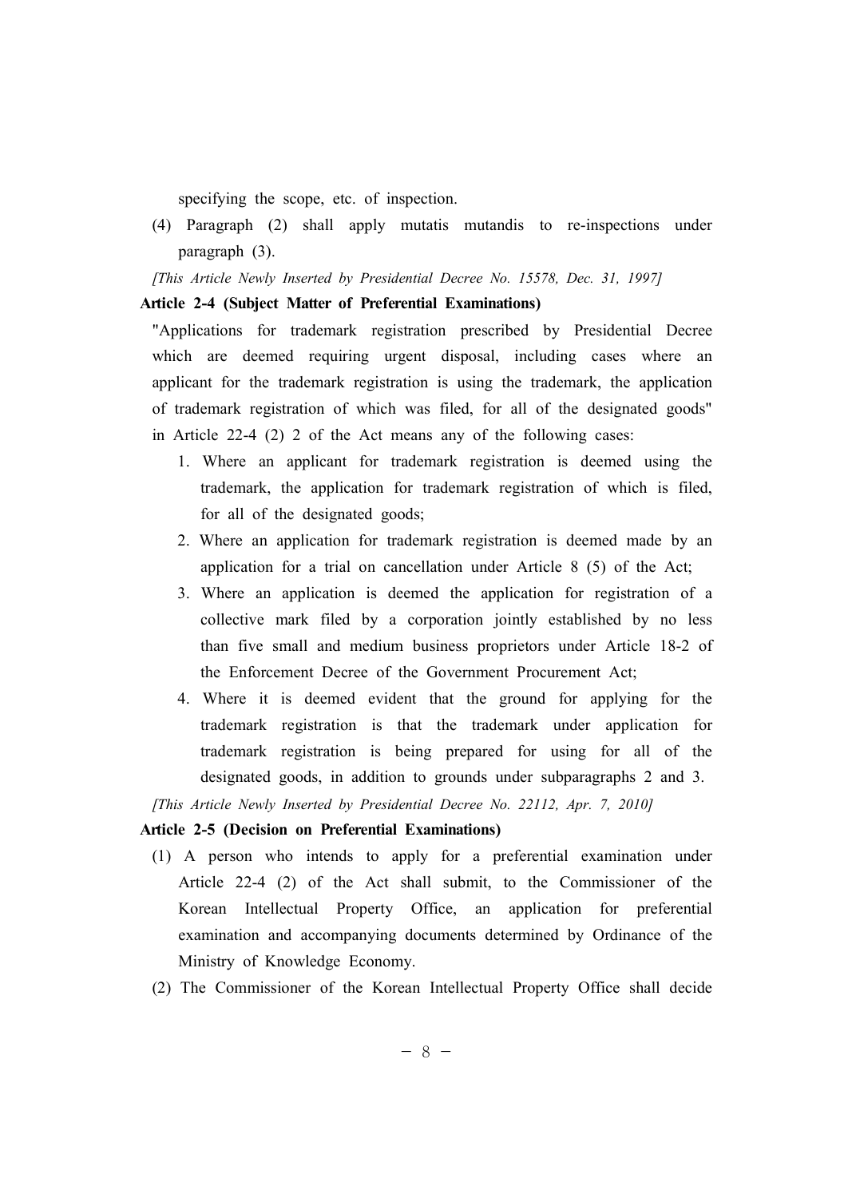specifying the scope, etc. of inspection.

(4) Paragraph (2) shall apply mutatis mutandis to re-inspections under paragraph (3).

*[This Article Newly Inserted by Presidential Decree No. 15578, Dec. 31, 1997]*

**Article 2-4 (Subject Matter of Preferential Examinations)**

"Applications for trademark registration prescribed by Presidential Decree which are deemed requiring urgent disposal, including cases where an applicant for the trademark registration is using the trademark, the application of trademark registration of which was filed, for all of the designated goods" in Article 22-4 (2) 2 of the Act means any of the following cases:

1. Where an applicant for trademark registration is deemed using the trademark, the application for trademark registration of which is filed, for all of the designated goods;
2. Where an application for trademark registration is deemed made by an application for a trial on cancellation under Article 8 (5) of the Act;
3. Where an application is deemed the application for registration of a collective mark filed by a corporation jointly established by no less than five small and medium business proprietors under Article 18-2 of the Enforcement Decree of the Government Procurement Act;
4. Where it is deemed evident that the ground for applying for the trademark registration is that the trademark under application for trademark registration is being prepared for using for all of the designated goods, in addition to grounds under subparagraphs 2 and 3.

*[This Article Newly Inserted by Presidential Decree No. 22112, Apr. 7, 2010]*

**Article 2-5 (Decision on Preferential Examinations)**

(1) A person who intends to apply for a preferential examination under Article 22-4 (2) of the Act shall submit, to the Commissioner of the Korean Intellectual Property Office, an application for preferential examination and accompanying documents determined by Ordinance of the Ministry of Knowledge Economy.

(2) The Commissioner of the Korean Intellectual Property Office shall decide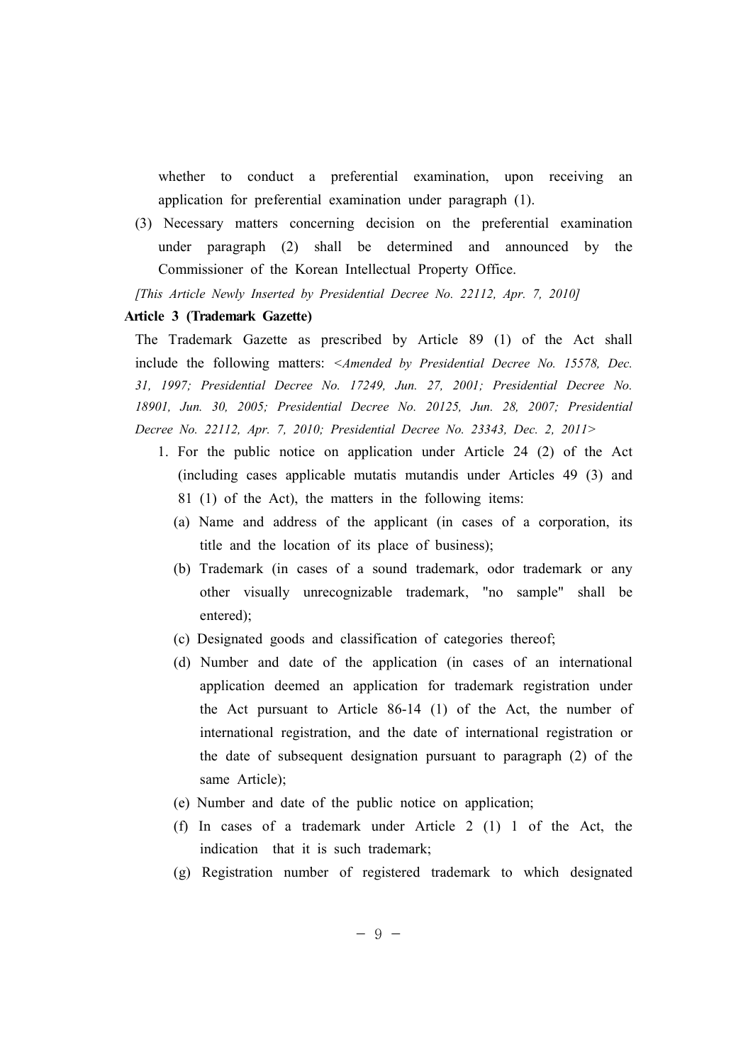whether to conduct a preferential examination, upon receiving an application for preferential examination under paragraph (1).

(3) Necessary matters concerning decision on the preferential examination under paragraph (2) shall be determined and announced by the Commissioner of the Korean Intellectual Property Office.

*[This Article Newly Inserted by Presidential Decree No. 22112, Apr. 7, 2010]*

**Article 3 (Trademark Gazette)**

The Trademark Gazette as prescribed by Article 89 (1) of the Act shall include the following matters: *<Amended by Presidential Decree No. 15578, Dec. 31, 1997; Presidential Decree No. 17249, Jun. 27, 2001; Presidential Decree No. 18901, Jun. 30, 2005; Presidential Decree No. 20125, Jun. 28, 2007; Presidential Decree No. 22112, Apr. 7, 2010; Presidential Decree No. 23343, Dec. 2, 2011>*

1. For the public notice on application under Article 24 (2) of the Act (including cases applicable mutatis mutandis under Articles 49 (3) and 81 (1) of the Act), the matters in the following items:
   (a) Name and address of the applicant (in cases of a corporation, its title and the location of its place of business);
   (b) Trademark (in cases of a sound trademark, odor trademark or any other visually unrecognizable trademark, "no sample" shall be entered);
   (c) Designated goods and classification of categories thereof;
   (d) Number and date of the application (in cases of an international application deemed an application for trademark registration under the Act pursuant to Article 86-14 (1) of the Act, the number of international registration, and the date of international registration or the date of subsequent designation pursuant to paragraph (2) of the same Article);
   (e) Number and date of the public notice on application;
   (f) In cases of a trademark under Article 2 (1) 1 of the Act, the indication that it is such trademark;
   (g) Registration number of registered trademark to which designated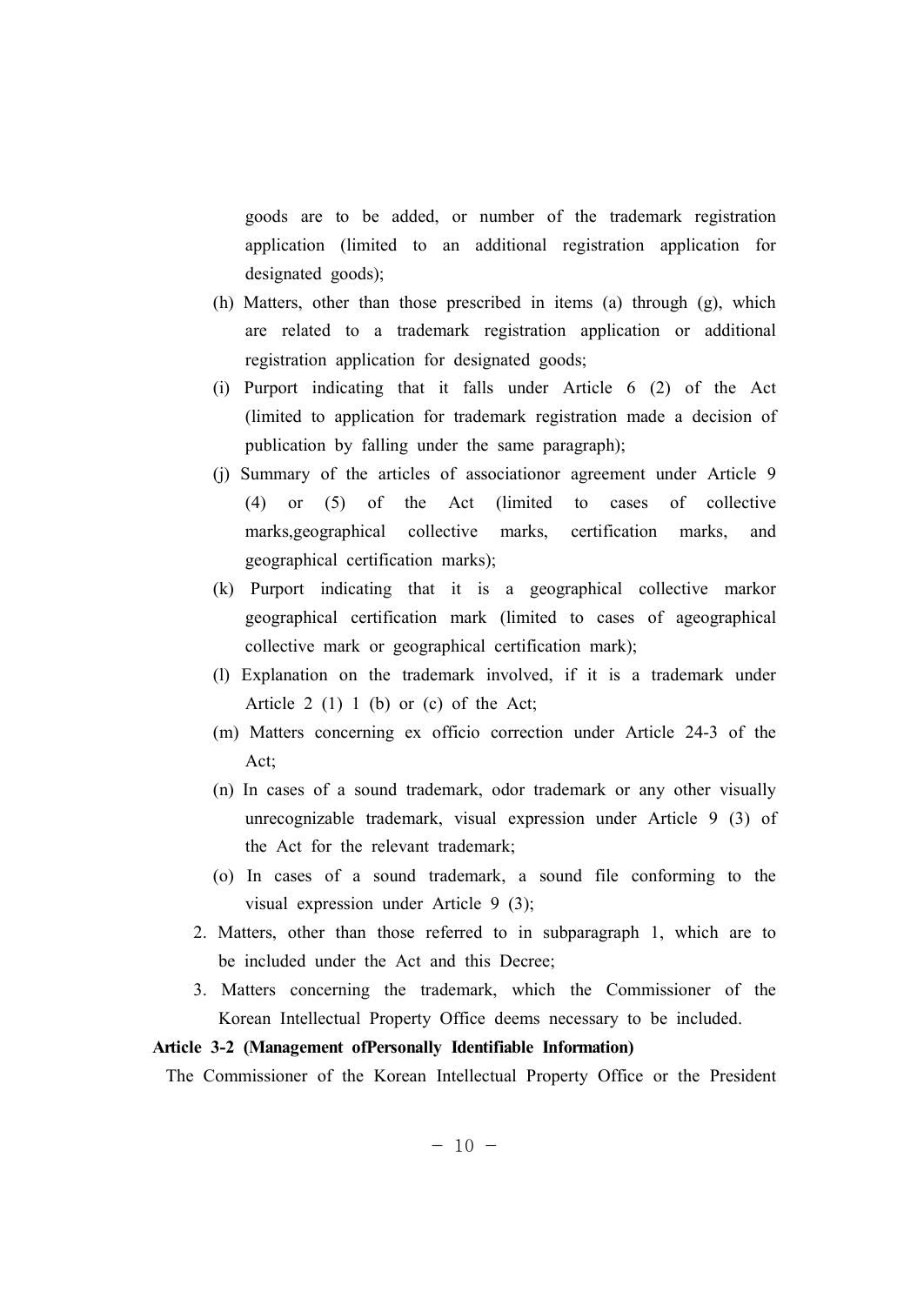goods are to be added, or number of the trademark registration application (limited to an additional registration application for designated goods);

(h) Matters, other than those prescribed in items (a) through (g), which are related to a trademark registration application or additional registration application for designated goods;

(i) Purport indicating that it falls under Article 6 (2) of the Act (limited to application for trademark registration made a decision of publication by falling under the same paragraph);

(j) Summary of the articles of associationor agreement under Article 9 (4) or (5) of the Act (limited to cases of collective marks,geographical collective marks, certification marks, and geographical certification marks);

(k) Purport indicating that it is a geographical collective markor geographical certification mark (limited to cases of ageographical collective mark or geographical certification mark);

(l) Explanation on the trademark involved, if it is a trademark under Article 2 (1) 1 (b) or (c) of the Act;

(m) Matters concerning ex officio correction under Article 24-3 of the Act;

(n) In cases of a sound trademark, odor trademark or any other visually unrecognizable trademark, visual expression under Article 9 (3) of the Act for the relevant trademark;

(o) In cases of a sound trademark, a sound file conforming to the visual expression under Article 9 (3);

2. Matters, other than those referred to in subparagraph 1, which are to be included under the Act and this Decree;

3. Matters concerning the trademark, which the Commissioner of the Korean Intellectual Property Office deems necessary to be included.

**Article 3-2 (Management ofPersonally Identifiable Information)**

The Commissioner of the Korean Intellectual Property Office or the President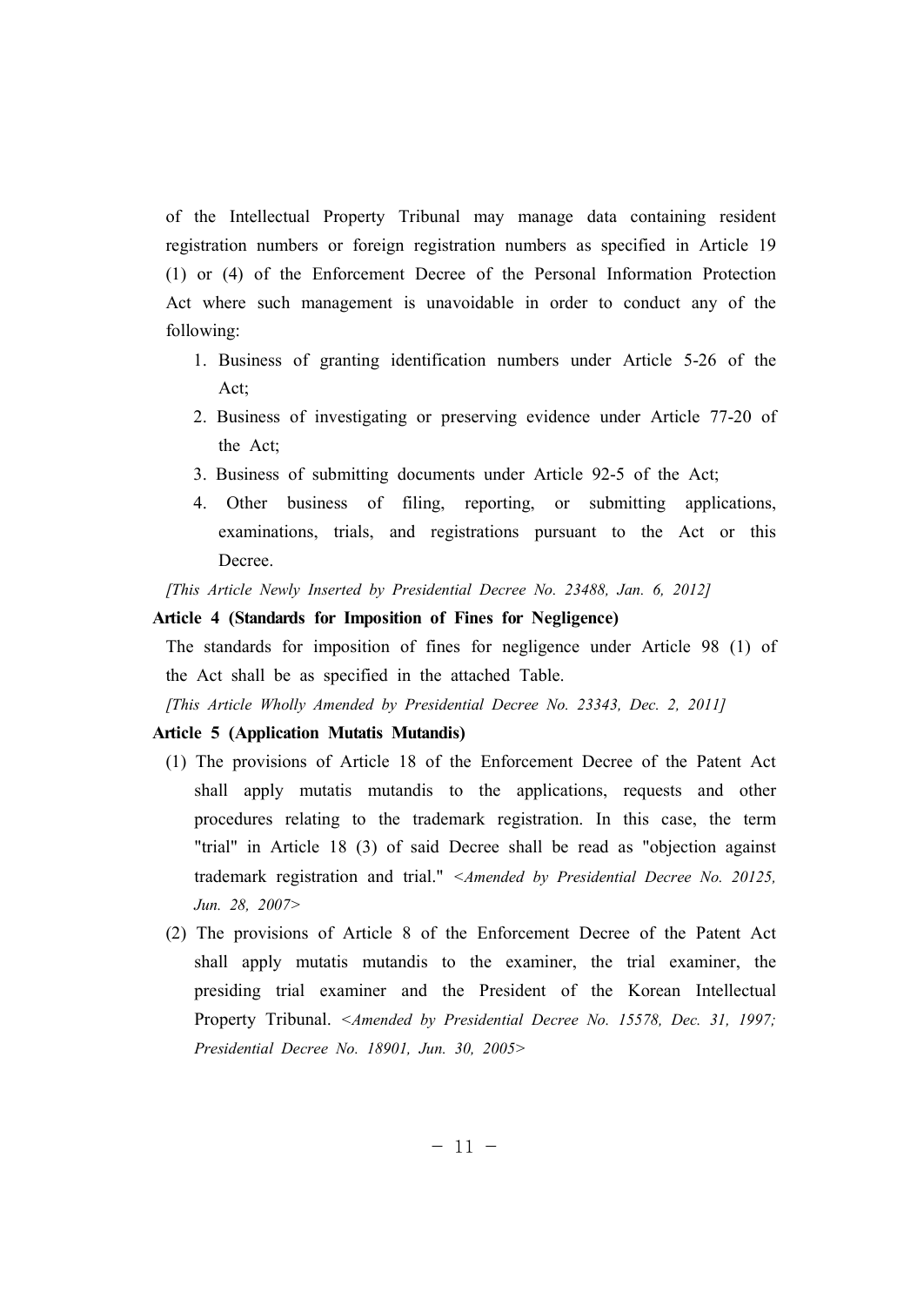of the Intellectual Property Tribunal may manage data containing resident registration numbers or foreign registration numbers as specified in Article 19 (1) or (4) of the Enforcement Decree of the Personal Information Protection Act where such management is unavoidable in order to conduct any of the following:

1. Business of granting identification numbers under Article 5-26 of the Act;
2. Business of investigating or preserving evidence under Article 77-20 of the Act;
3. Business of submitting documents under Article 92-5 of the Act;
4. Other business of filing, reporting, or submitting applications, examinations, trials, and registrations pursuant to the Act or this Decree.

*[This Article Newly Inserted by Presidential Decree No. 23488, Jan. 6, 2012]*

**Article 4 (Standards for Imposition of Fines for Negligence)**

The standards for imposition of fines for negligence under Article 98 (1) of the Act shall be as specified in the attached Table.

*[This Article Wholly Amended by Presidential Decree No. 23343, Dec. 2, 2011]*

**Article 5 (Application Mutatis Mutandis)**

(1) The provisions of Article 18 of the Enforcement Decree of the Patent Act shall apply mutatis mutandis to the applications, requests and other procedures relating to the trademark registration. In this case, the term "trial" in Article 18 (3) of said Decree shall be read as "objection against trademark registration and trial." *<Amended by Presidential Decree No. 20125, Jun. 28, 2007>*

(2) The provisions of Article 8 of the Enforcement Decree of the Patent Act shall apply mutatis mutandis to the examiner, the trial examiner, the presiding trial examiner and the President of the Korean Intellectual Property Tribunal. *<Amended by Presidential Decree No. 15578, Dec. 31, 1997; Presidential Decree No. 18901, Jun. 30, 2005>*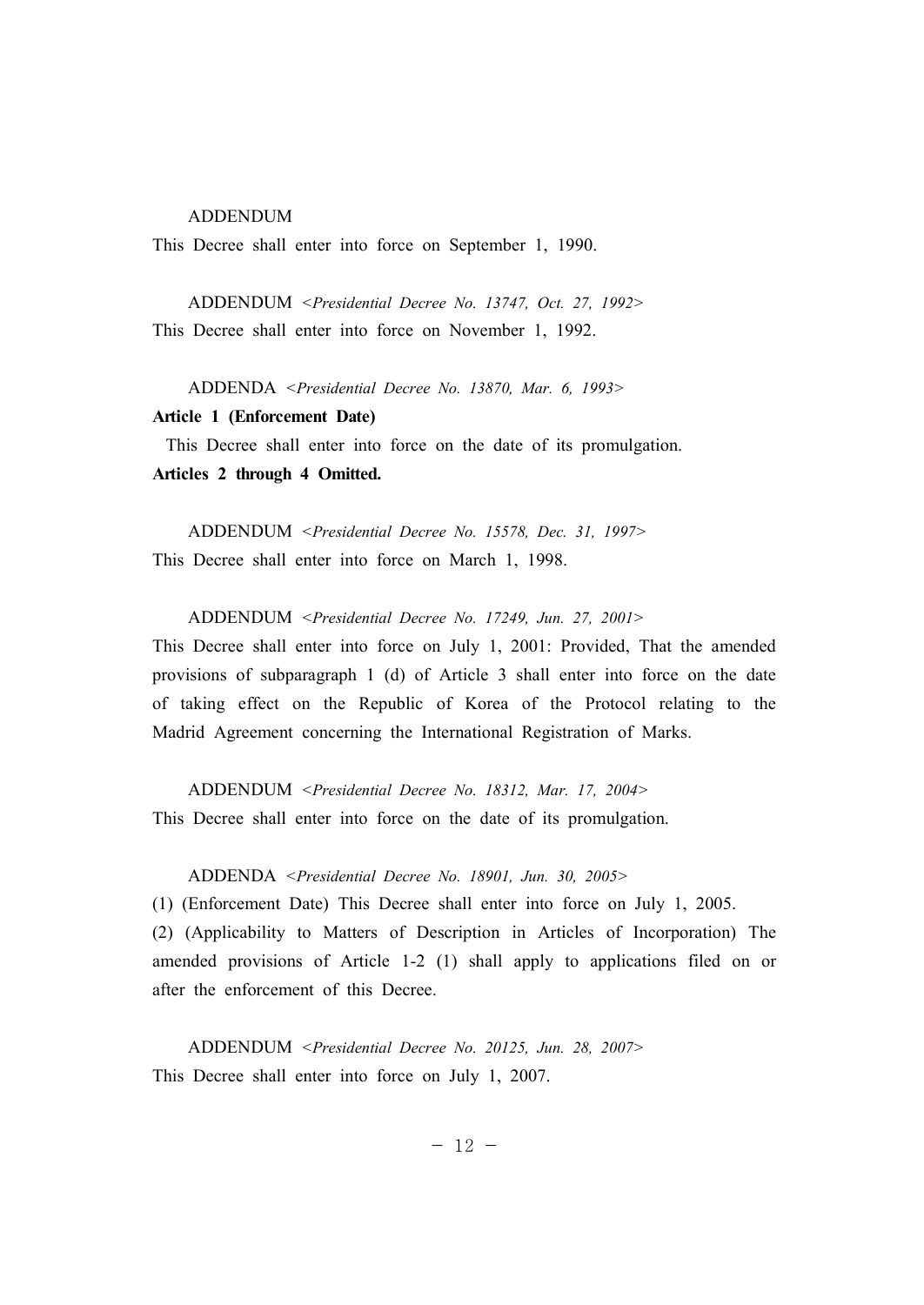ADDENDUM

This Decree shall enter into force on September 1, 1990.

ADDENDUM *<Presidential Decree No. 13747, Oct. 27, 1992>*

This Decree shall enter into force on November 1, 1992.

ADDENDA *<Presidential Decree No. 13870, Mar. 6, 1993>*

**Article 1 (Enforcement Date)**

This Decree shall enter into force on the date of its promulgation.

**Articles 2 through 4 Omitted.**

ADDENDUM *<Presidential Decree No. 15578, Dec. 31, 1997>*

This Decree shall enter into force on March 1, 1998.

ADDENDUM *<Presidential Decree No. 17249, Jun. 27, 2001>*

This Decree shall enter into force on July 1, 2001: Provided, That the amended provisions of subparagraph 1 (d) of Article 3 shall enter into force on the date of taking effect on the Republic of Korea of the Protocol relating to the Madrid Agreement concerning the International Registration of Marks.

ADDENDUM *<Presidential Decree No. 18312, Mar. 17, 2004>*

This Decree shall enter into force on the date of its promulgation.

ADDENDA *<Presidential Decree No. 18901, Jun. 30, 2005>*

(1) (Enforcement Date) This Decree shall enter into force on July 1, 2005.

(2) (Applicability to Matters of Description in Articles of Incorporation) The amended provisions of Article 1-2 (1) shall apply to applications filed on or after the enforcement of this Decree.

ADDENDUM *<Presidential Decree No. 20125, Jun. 28, 2007>*

This Decree shall enter into force on July 1, 2007.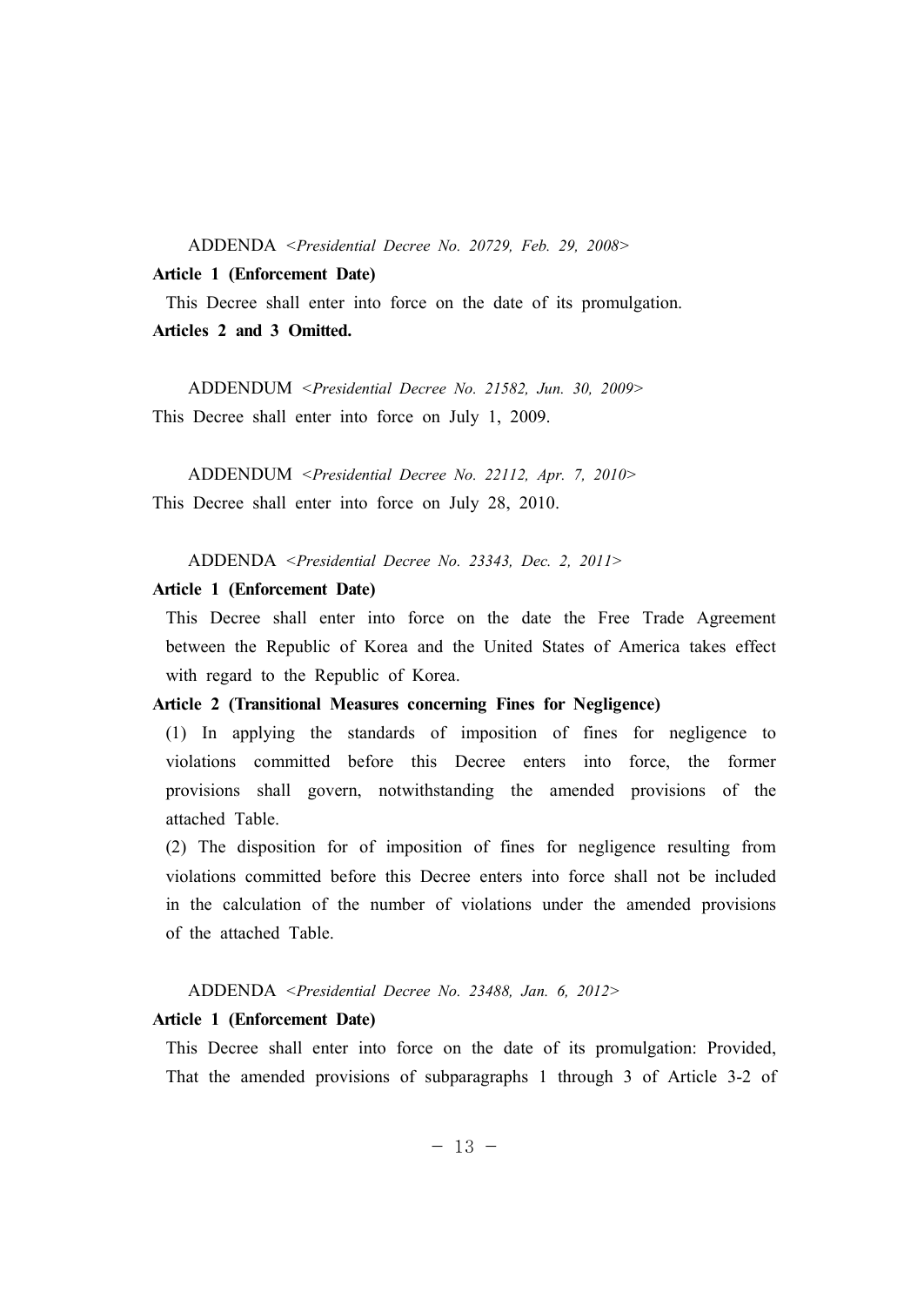ADDENDA <*Presidential Decree No. 20729, Feb. 29, 2008*>

**Article 1 (Enforcement Date)**

This Decree shall enter into force on the date of its promulgation.

**Articles 2 and 3 Omitted.**

ADDENDUM <*Presidential Decree No. 21582, Jun. 30, 2009*>

This Decree shall enter into force on July 1, 2009.

ADDENDUM <*Presidential Decree No. 22112, Apr. 7, 2010*>

This Decree shall enter into force on July 28, 2010.

ADDENDA <*Presidential Decree No. 23343, Dec. 2, 2011*>

**Article 1 (Enforcement Date)**

This Decree shall enter into force on the date the Free Trade Agreement between the Republic of Korea and the United States of America takes effect with regard to the Republic of Korea.

**Article 2 (Transitional Measures concerning Fines for Negligence)**

(1) In applying the standards of imposition of fines for negligence to violations committed before this Decree enters into force, the former provisions shall govern, notwithstanding the amended provisions of the attached Table.

(2) The disposition for of imposition of fines for negligence resulting from violations committed before this Decree enters into force shall not be included in the calculation of the number of violations under the amended provisions of the attached Table.

ADDENDA <*Presidential Decree No. 23488, Jan. 6, 2012*>

**Article 1 (Enforcement Date)**

This Decree shall enter into force on the date of its promulgation: Provided, That the amended provisions of subparagraphs 1 through 3 of Article 3-2 of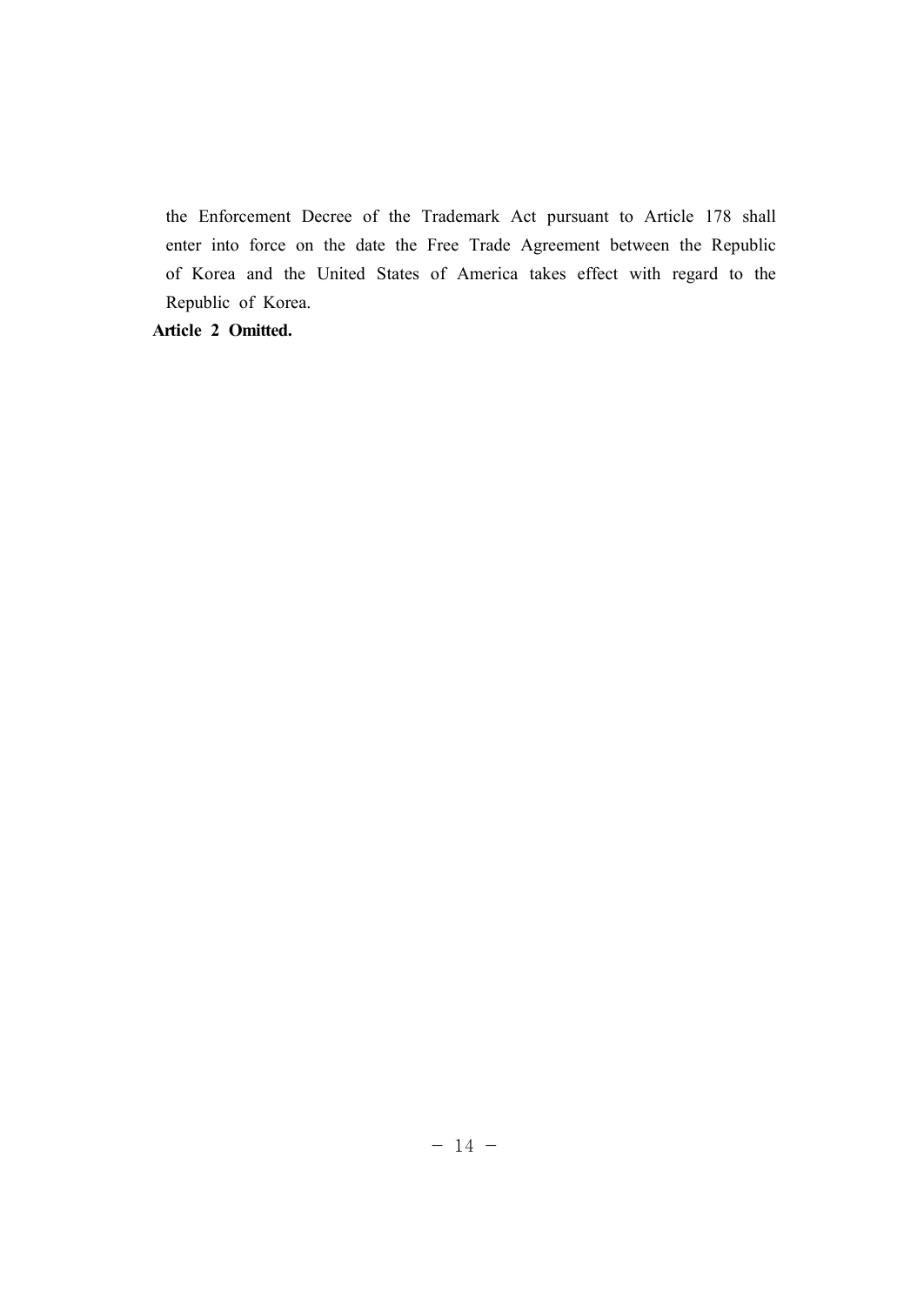the Enforcement Decree of the Trademark Act pursuant to Article 178 shall enter into force on the date the Free Trade Agreement between the Republic of Korea and the United States of America takes effect with regard to the Republic of Korea.

**Article 2 Omitted.**